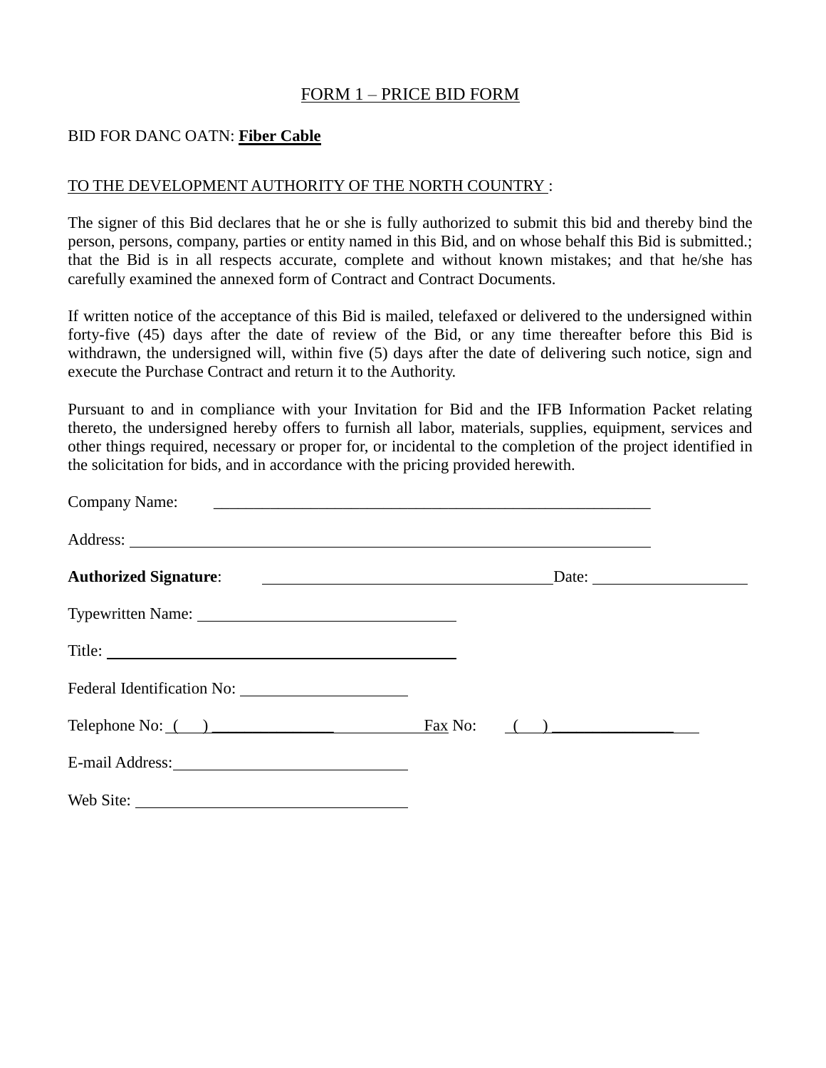## FORM 1 – PRICE BID FORM

BID FOR DANC OATN: **Fiber Cable**

TO THE DEVELOPMENT AUTHORITY OF THE NORTH COUNTRY :

The signer of this Bid declares that he or she is fully authorized to submit this bid and thereby bind the person, persons, company, parties or entity named in this Bid, and on whose behalf this Bid is submitted.; that the Bid is in all respects accurate, complete and without known mistakes; and that he/she has carefully examined the annexed form of Contract and Contract Documents.

If written notice of the acceptance of this Bid is mailed, telefaxed or delivered to the undersigned within forty-five (45) days after the date of review of the Bid, or any time thereafter before this Bid is withdrawn, the undersigned will, within five (5) days after the date of delivering such notice, sign and execute the Purchase Contract and return it to the Authority.

Pursuant to and in compliance with your Invitation for Bid and the IFB Information Packet relating thereto, the undersigned hereby offers to furnish all labor, materials, supplies, equipment, services and other things required, necessary or proper for, or incidental to the completion of the project identified in the solicitation for bids, and in accordance with the pricing provided herewith.

Company Name: ______________________________________________

Address: ______________________________________________

**Authorized Signature**: ______________________________ Date: ________________

Typewritten Name: ______________________________

Title: ______________________________

Federal Identification No: ____________________

Telephone No: ( ) ______________ Fax No: ( ) ______________

E-mail Address: ______________________________

Web Site: ______________________________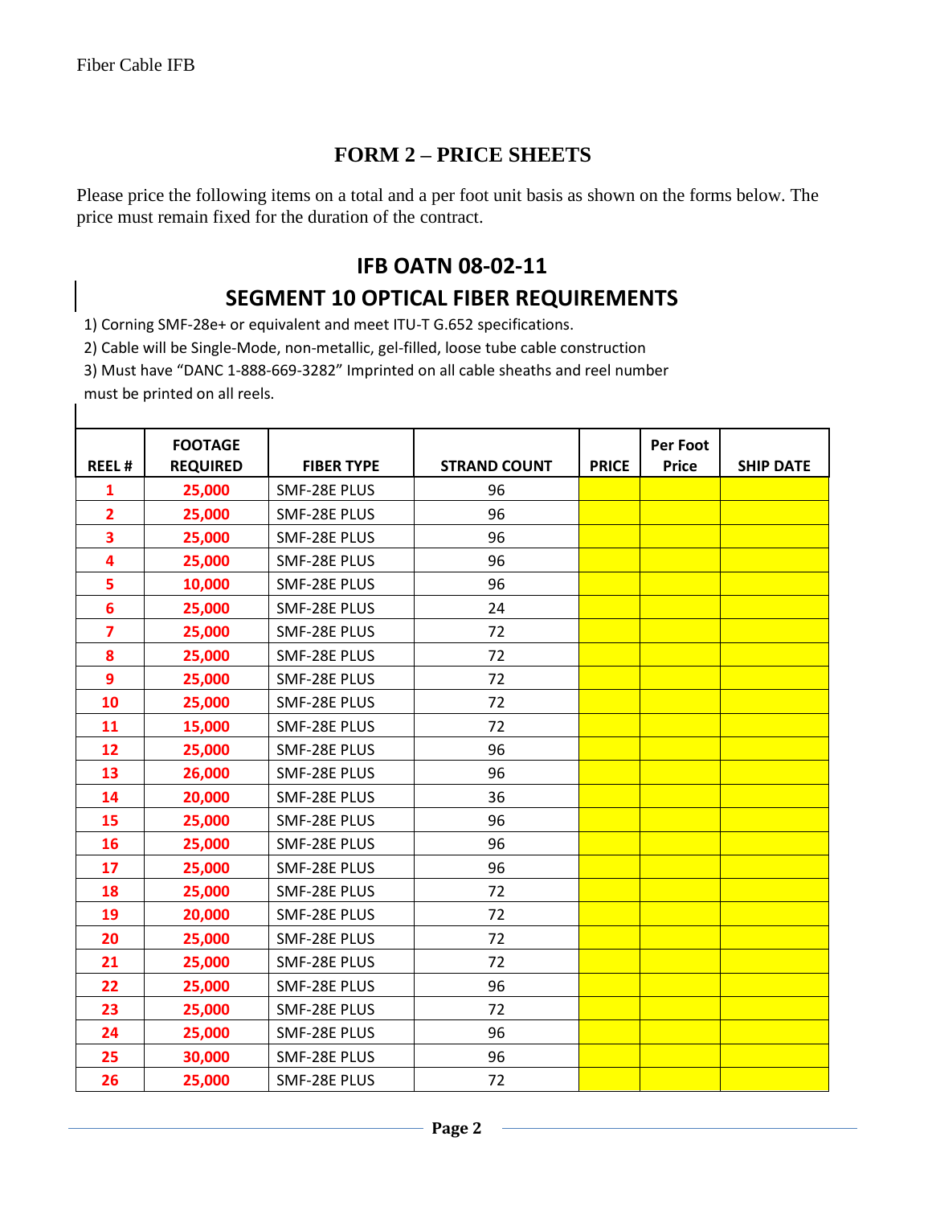## FORM 2 – PRICE SHEETS

Please price the following items on a total and a per foot unit basis as shown on the forms below. The price must remain fixed for the duration of the contract.

## IFB OATN 08-02-11

## SEGMENT 10 OPTICAL FIBER REQUIREMENTS

1) Corning SMF-28e+ or equivalent and meet ITU-T G.652 specifications.
2) Cable will be Single-Mode, non-metallic, gel-filled, loose tube cable construction
3) Must have "DANC 1-888-669-3282" Imprinted on all cable sheaths and reel number must be printed on all reels.

| REEL # | FOOTAGE REQUIRED | FIBER TYPE | STRAND COUNT | PRICE | Per Foot Price | SHIP DATE |
|---|---|---|---|---|---|---|
| 1 | 25,000 | SMF-28E PLUS | 96 | | | |
| 2 | 25,000 | SMF-28E PLUS | 96 | | | |
| 3 | 25,000 | SMF-28E PLUS | 96 | | | |
| 4 | 25,000 | SMF-28E PLUS | 96 | | | |
| 5 | 10,000 | SMF-28E PLUS | 96 | | | |
| 6 | 25,000 | SMF-28E PLUS | 24 | | | |
| 7 | 25,000 | SMF-28E PLUS | 72 | | | |
| 8 | 25,000 | SMF-28E PLUS | 72 | | | |
| 9 | 25,000 | SMF-28E PLUS | 72 | | | |
| 10 | 25,000 | SMF-28E PLUS | 72 | | | |
| 11 | 15,000 | SMF-28E PLUS | 72 | | | |
| 12 | 25,000 | SMF-28E PLUS | 96 | | | |
| 13 | 26,000 | SMF-28E PLUS | 96 | | | |
| 14 | 20,000 | SMF-28E PLUS | 36 | | | |
| 15 | 25,000 | SMF-28E PLUS | 96 | | | |
| 16 | 25,000 | SMF-28E PLUS | 96 | | | |
| 17 | 25,000 | SMF-28E PLUS | 96 | | | |
| 18 | 25,000 | SMF-28E PLUS | 72 | | | |
| 19 | 20,000 | SMF-28E PLUS | 72 | | | |
| 20 | 25,000 | SMF-28E PLUS | 72 | | | |
| 21 | 25,000 | SMF-28E PLUS | 72 | | | |
| 22 | 25,000 | SMF-28E PLUS | 96 | | | |
| 23 | 25,000 | SMF-28E PLUS | 72 | | | |
| 24 | 25,000 | SMF-28E PLUS | 96 | | | |
| 25 | 30,000 | SMF-28E PLUS | 96 | | | |
| 26 | 25,000 | SMF-28E PLUS | 72 | | | |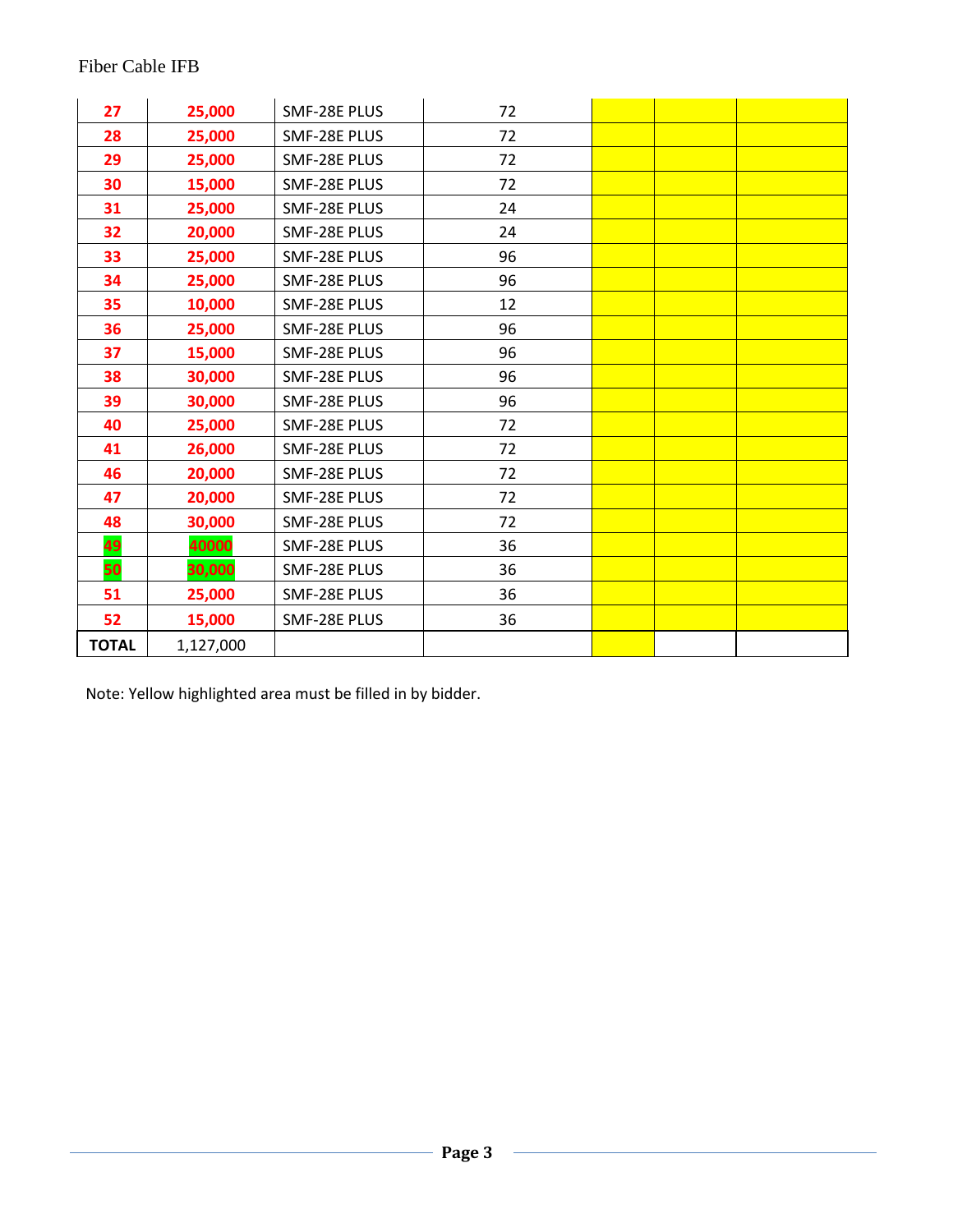| 27 | 25,000 | SMF-28E PLUS | 72 | | | |
|---|---|---|---|---|---|---|
| 28 | 25,000 | SMF-28E PLUS | 72 | | | |
| 29 | 25,000 | SMF-28E PLUS | 72 | | | |
| 30 | 15,000 | SMF-28E PLUS | 72 | | | |
| 31 | 25,000 | SMF-28E PLUS | 24 | | | |
| 32 | 20,000 | SMF-28E PLUS | 24 | | | |
| 33 | 25,000 | SMF-28E PLUS | 96 | | | |
| 34 | 25,000 | SMF-28E PLUS | 96 | | | |
| 35 | 10,000 | SMF-28E PLUS | 12 | | | |
| 36 | 25,000 | SMF-28E PLUS | 96 | | | |
| 37 | 15,000 | SMF-28E PLUS | 96 | | | |
| 38 | 30,000 | SMF-28E PLUS | 96 | | | |
| 39 | 30,000 | SMF-28E PLUS | 96 | | | |
| 40 | 25,000 | SMF-28E PLUS | 72 | | | |
| 41 | 26,000 | SMF-28E PLUS | 72 | | | |
| 46 | 20,000 | SMF-28E PLUS | 72 | | | |
| 47 | 20,000 | SMF-28E PLUS | 72 | | | |
| 48 | 30,000 | SMF-28E PLUS | 72 | | | |
| 49 | 40000 | SMF-28E PLUS | 36 | | | |
| 50 | 30,000 | SMF-28E PLUS | 36 | | | |
| 51 | 25,000 | SMF-28E PLUS | 36 | | | |
| 52 | 15,000 | SMF-28E PLUS | 36 | | | |
| **TOTAL** | 1,127,000 | | | | | |

Note: Yellow highlighted area must be filled in by bidder.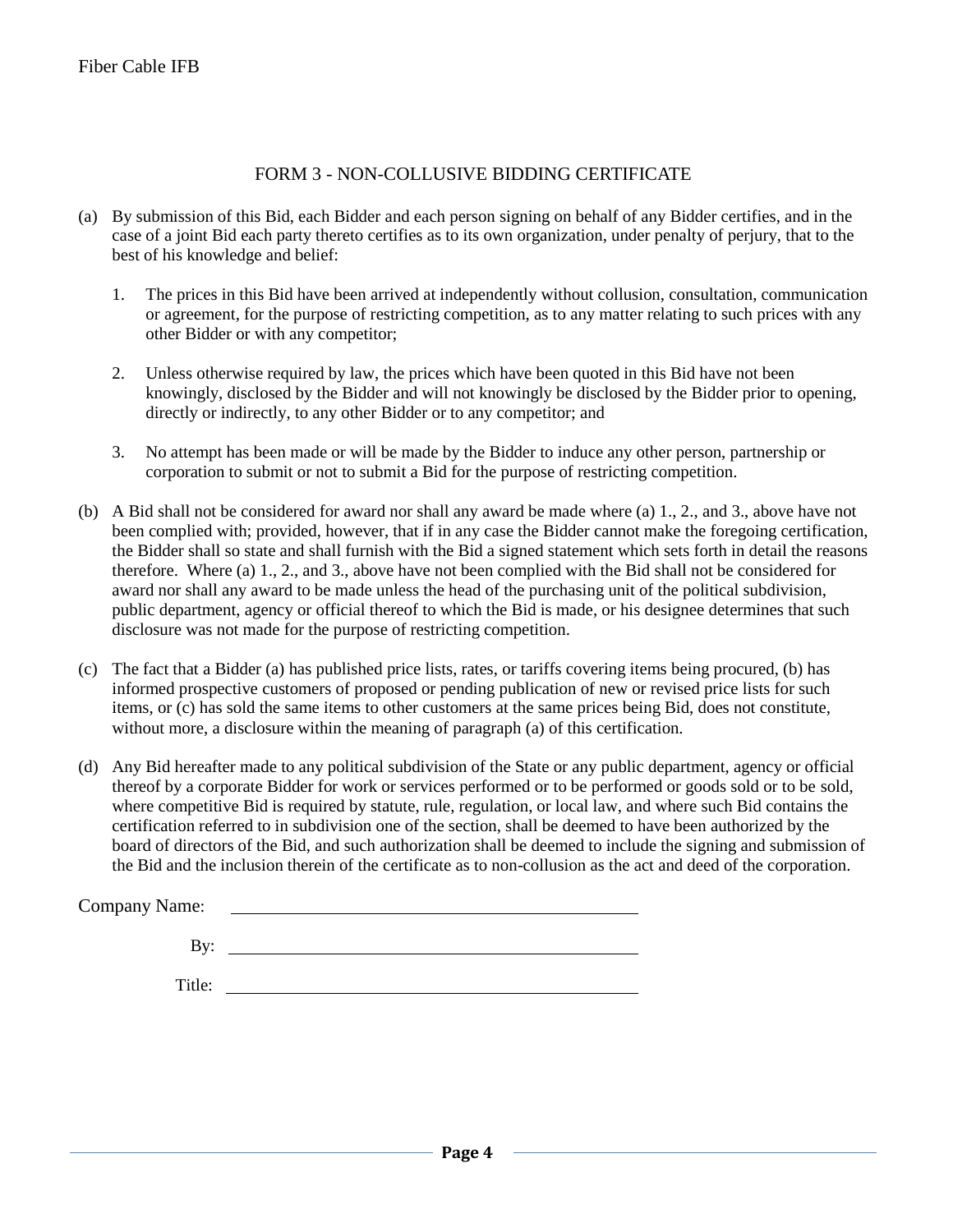## FORM 3 - NON-COLLUSIVE BIDDING CERTIFICATE

(a) By submission of this Bid, each Bidder and each person signing on behalf of any Bidder certifies, and in the case of a joint Bid each party thereto certifies as to its own organization, under penalty of perjury, that to the best of his knowledge and belief:

1. The prices in this Bid have been arrived at independently without collusion, consultation, communication or agreement, for the purpose of restricting competition, as to any matter relating to such prices with any other Bidder or with any competitor;

2. Unless otherwise required by law, the prices which have been quoted in this Bid have not been knowingly, disclosed by the Bidder and will not knowingly be disclosed by the Bidder prior to opening, directly or indirectly, to any other Bidder or to any competitor; and

3. No attempt has been made or will be made by the Bidder to induce any other person, partnership or corporation to submit or not to submit a Bid for the purpose of restricting competition.

(b) A Bid shall not be considered for award nor shall any award be made where (a) 1., 2., and 3., above have not been complied with; provided, however, that if in any case the Bidder cannot make the foregoing certification, the Bidder shall so state and shall furnish with the Bid a signed statement which sets forth in detail the reasons therefore. Where (a) 1., 2., and 3., above have not been complied with the Bid shall not be considered for award nor shall any award to be made unless the head of the purchasing unit of the political subdivision, public department, agency or official thereof to which the Bid is made, or his designee determines that such disclosure was not made for the purpose of restricting competition.

(c) The fact that a Bidder (a) has published price lists, rates, or tariffs covering items being procured, (b) has informed prospective customers of proposed or pending publication of new or revised price lists for such items, or (c) has sold the same items to other customers at the same prices being Bid, does not constitute, without more, a disclosure within the meaning of paragraph (a) of this certification.

(d) Any Bid hereafter made to any political subdivision of the State or any public department, agency or official thereof by a corporate Bidder for work or services performed or to be performed or goods sold or to be sold, where competitive Bid is required by statute, rule, regulation, or local law, and where such Bid contains the certification referred to in subdivision one of the section, shall be deemed to have been authorized by the board of directors of the Bid, and such authorization shall be deemed to include the signing and submission of the Bid and the inclusion therein of the certificate as to non-collusion as the act and deed of the corporation.

Company Name: \_\_\_\_\_\_\_\_\_\_\_\_\_\_\_\_\_\_\_\_\_\_\_\_\_\_\_\_\_\_\_\_\_\_\_\_\_\_\_\_

By: \_\_\_\_\_\_\_\_\_\_\_\_\_\_\_\_\_\_\_\_\_\_\_\_\_\_\_\_\_\_\_\_\_\_\_\_\_\_\_\_

Title: \_\_\_\_\_\_\_\_\_\_\_\_\_\_\_\_\_\_\_\_\_\_\_\_\_\_\_\_\_\_\_\_\_\_\_\_\_\_\_\_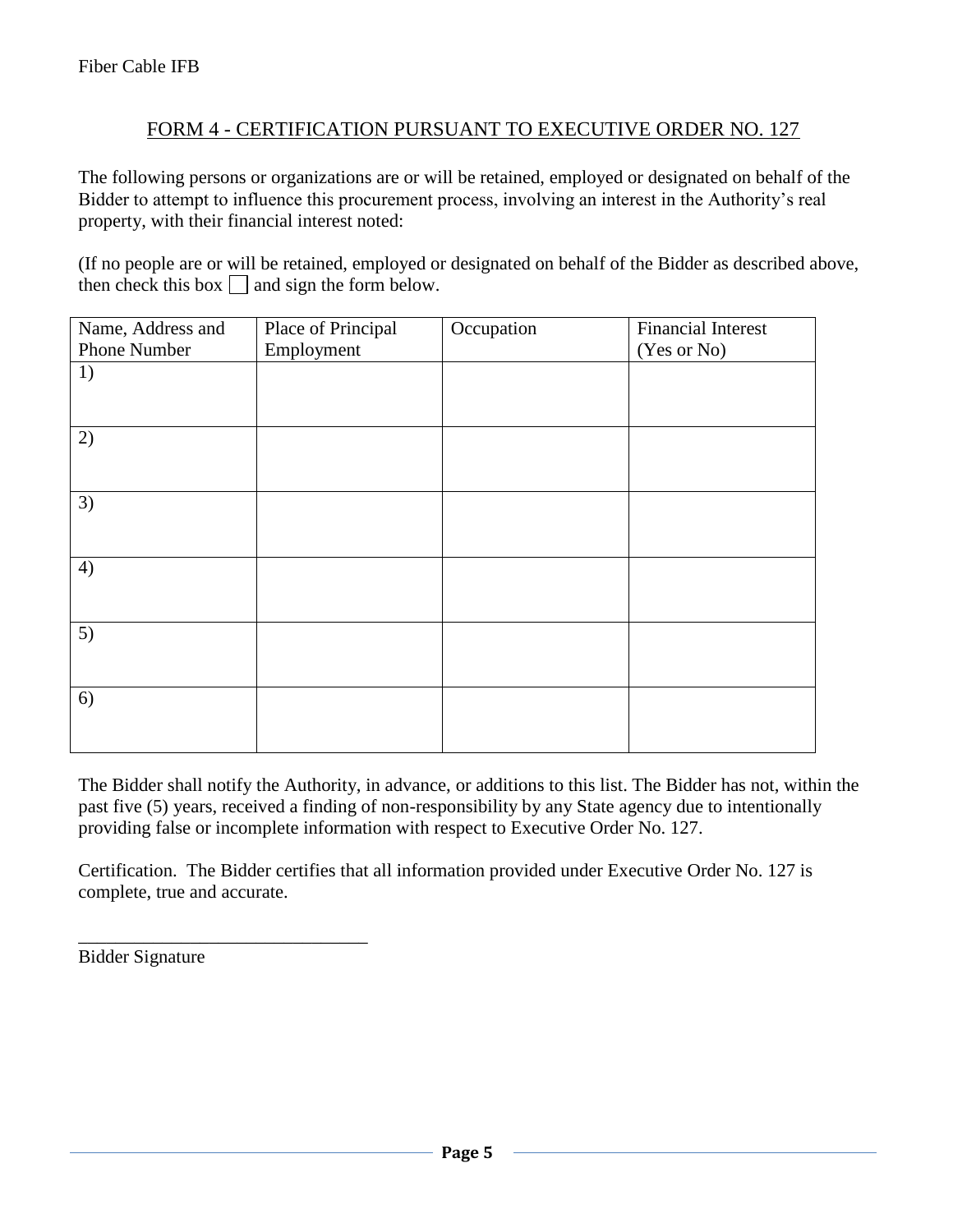## FORM 4 - CERTIFICATION PURSUANT TO EXECUTIVE ORDER NO. 127

The following persons or organizations are or will be retained, employed or designated on behalf of the Bidder to attempt to influence this procurement process, involving an interest in the Authority's real property, with their financial interest noted:

(If no people are or will be retained, employed or designated on behalf of the Bidder as described above, then check this box ☐ and sign the form below.

| Name, Address and Phone Number | Place of Principal Employment | Occupation | Financial Interest (Yes or No) |
|---|---|---|---|
| 1) | | | |
| 2) | | | |
| 3) | | | |
| 4) | | | |
| 5) | | | |
| 6) | | | |

The Bidder shall notify the Authority, in advance, or additions to this list. The Bidder has not, within the past five (5) years, received a finding of non-responsibility by any State agency due to intentionally providing false or incomplete information with respect to Executive Order No. 127.

Certification. The Bidder certifies that all information provided under Executive Order No. 127 is complete, true and accurate.

_______________________________

Bidder Signature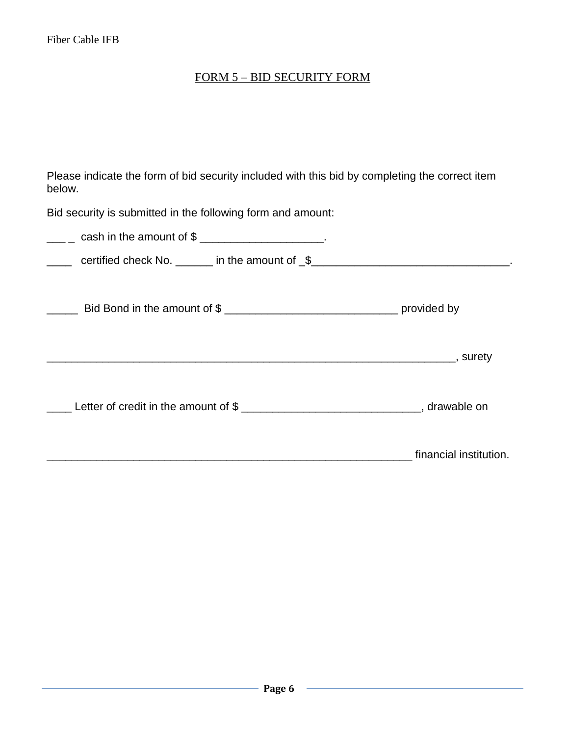## FORM 5 – BID SECURITY FORM

Please indicate the form of bid security included with this bid by completing the correct item below.

Bid security is submitted in the following form and amount:

___ _ cash in the amount of $ ____________________.

____ certified check No. ______ in the amount of _$________________________________.

_____ Bid Bond in the amount of $ ____________________________ provided by

_________________________________________________________________, surety

____ Letter of credit in the amount of $ _____________________________, drawable on

___________________________________________________________ financial institution.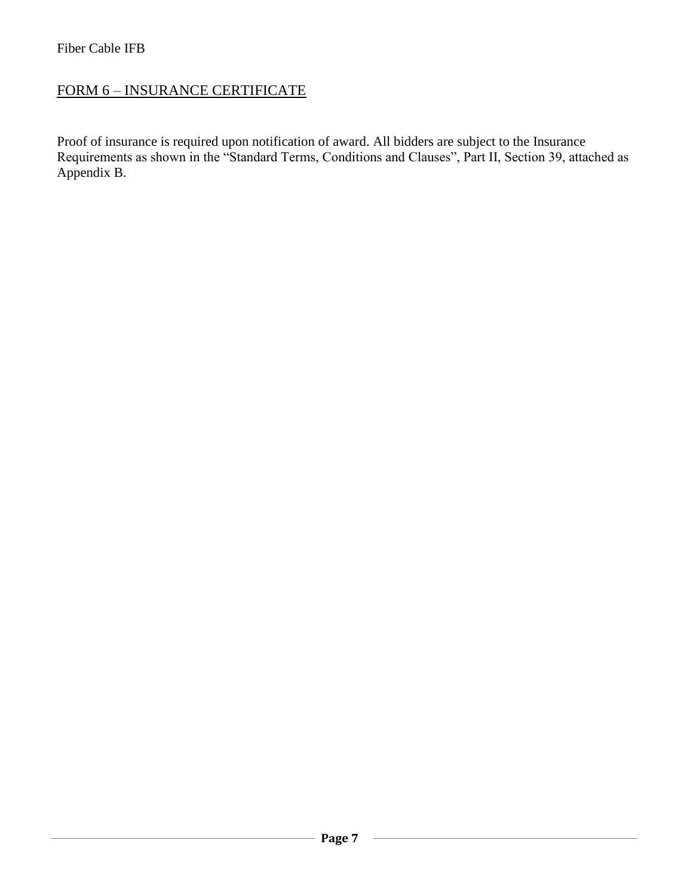## FORM 6 – INSURANCE CERTIFICATE

Proof of insurance is required upon notification of award. All bidders are subject to the Insurance Requirements as shown in the "Standard Terms, Conditions and Clauses", Part II, Section 39, attached as Appendix B.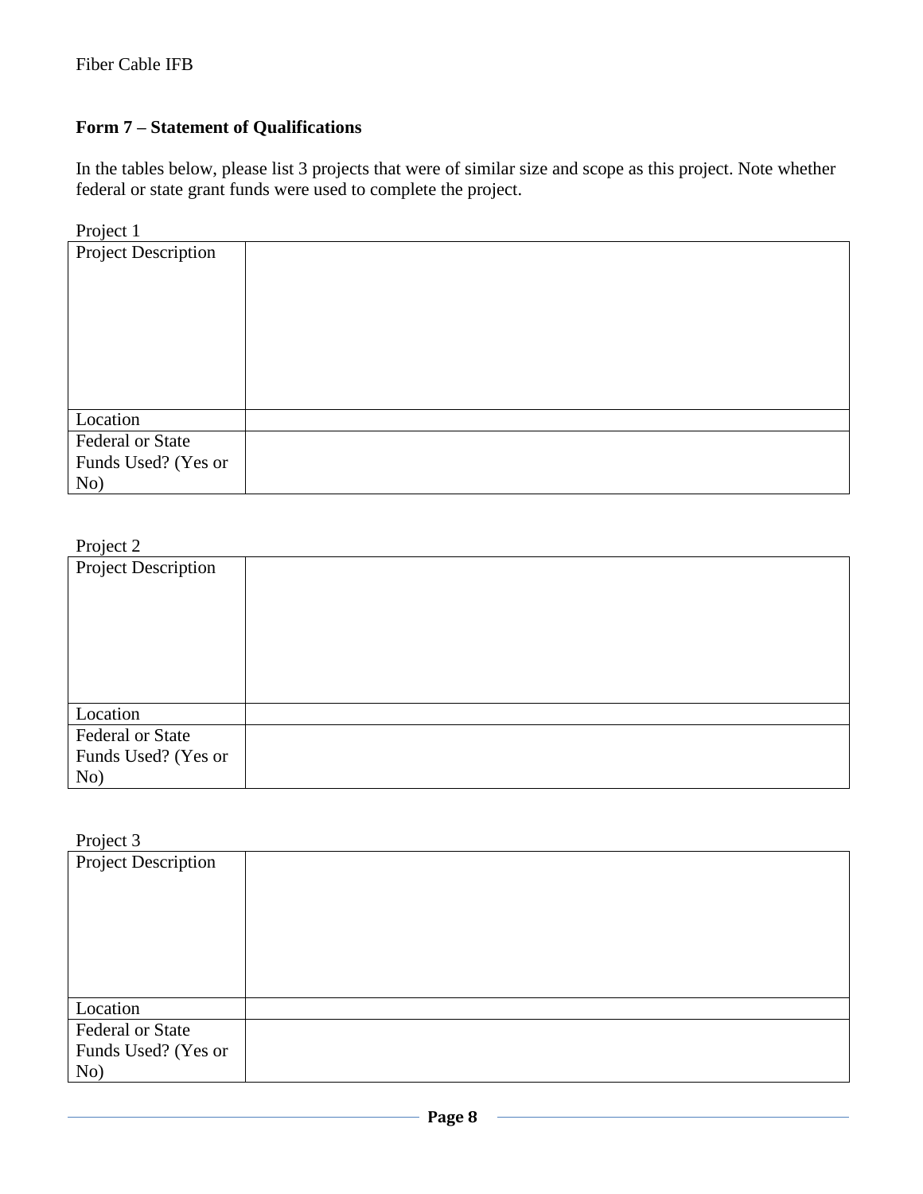**Form 7 – Statement of Qualifications**

In the tables below, please list 3 projects that were of similar size and scope as this project. Note whether federal or state grant funds were used to complete the project.

Project 1

| | |
|---|---|
| Project Description | |
| Location | |
| Federal or State Funds Used? (Yes or No) | |

Project 2

| | |
|---|---|
| Project Description | |
| Location | |
| Federal or State Funds Used? (Yes or No) | |

Project 3

| | |
|---|---|
| Project Description | |
| Location | |
| Federal or State Funds Used? (Yes or No) | |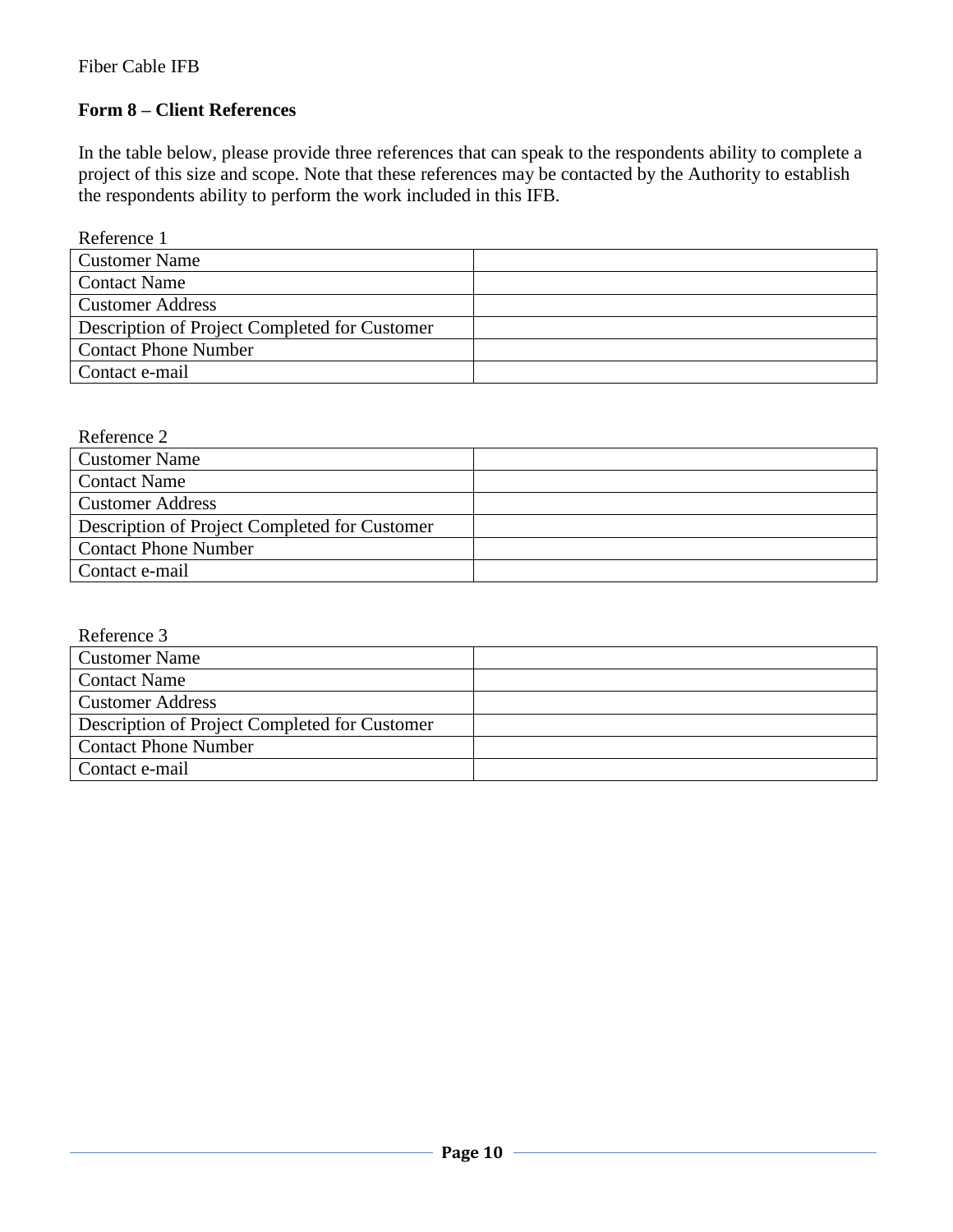Fiber Cable IFB

**Form 8 – Client References**

In the table below, please provide three references that can speak to the respondents ability to complete a project of this size and scope. Note that these references may be contacted by the Authority to establish the respondents ability to perform the work included in this IFB.

Reference 1

| | |
|---|---|
| Customer Name | |
| Contact Name | |
| Customer Address | |
| Description of Project Completed for Customer | |
| Contact Phone Number | |
| Contact e-mail | |

Reference 2

| | |
|---|---|
| Customer Name | |
| Contact Name | |
| Customer Address | |
| Description of Project Completed for Customer | |
| Contact Phone Number | |
| Contact e-mail | |

Reference 3

| | |
|---|---|
| Customer Name | |
| Contact Name | |
| Customer Address | |
| Description of Project Completed for Customer | |
| Contact Phone Number | |
| Contact e-mail | |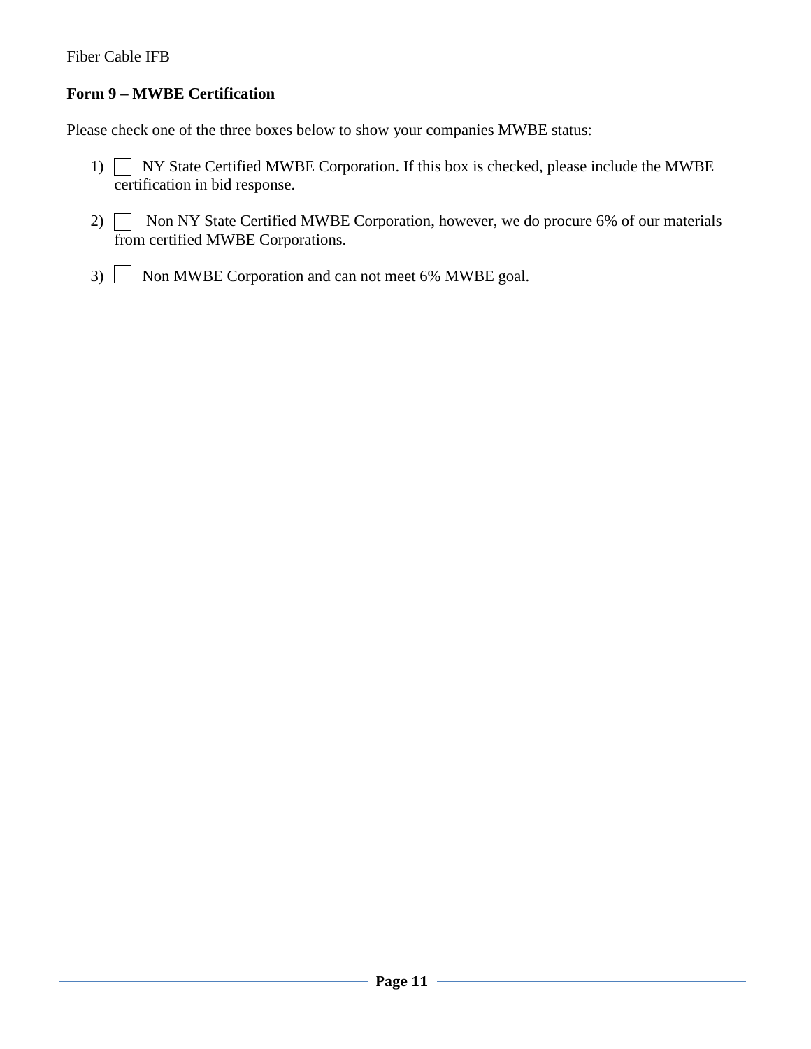Fiber Cable IFB

**Form 9 – MWBE Certification**

Please check one of the three boxes below to show your companies MWBE status:

1) ☐ NY State Certified MWBE Corporation. If this box is checked, please include the MWBE certification in bid response.

2) ☐ Non NY State Certified MWBE Corporation, however, we do procure 6% of our materials from certified MWBE Corporations.

3) ☐ Non MWBE Corporation and can not meet 6% MWBE goal.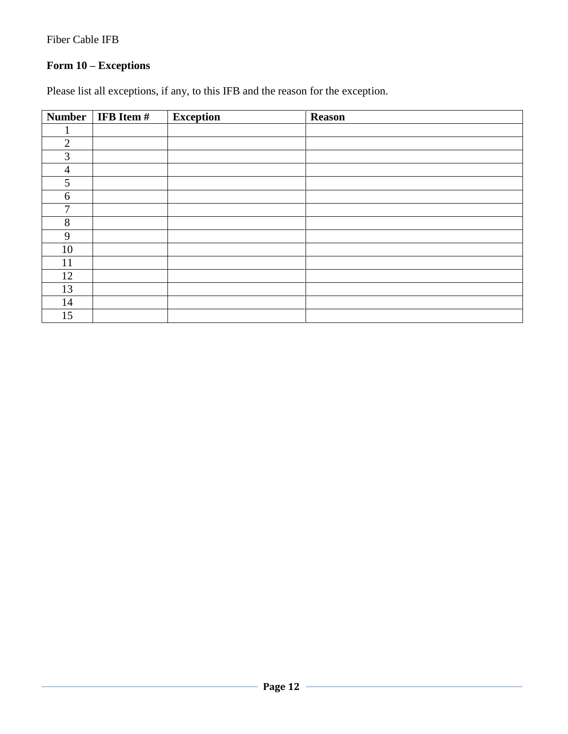Fiber Cable IFB

**Form 10 – Exceptions**

Please list all exceptions, if any, to this IFB and the reason for the exception.

| Number | IFB Item # | Exception | Reason |
|---|---|---|---|
| 1 | | | |
| 2 | | | |
| 3 | | | |
| 4 | | | |
| 5 | | | |
| 6 | | | |
| 7 | | | |
| 8 | | | |
| 9 | | | |
| 10 | | | |
| 11 | | | |
| 12 | | | |
| 13 | | | |
| 14 | | | |
| 15 | | | |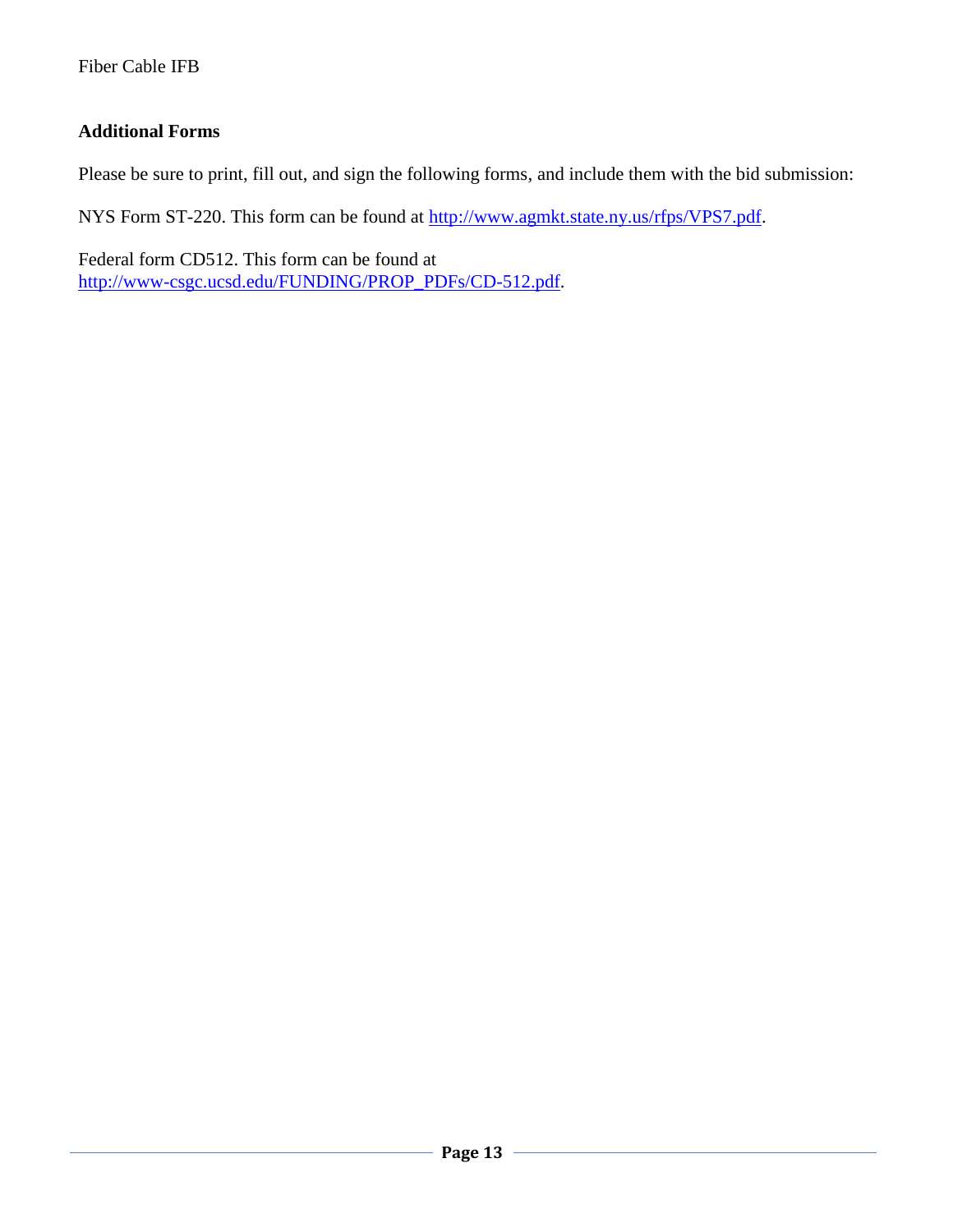## Additional Forms

Please be sure to print, fill out, and sign the following forms, and include them with the bid submission:

NYS Form ST-220. This form can be found at http://www.agmkt.state.ny.us/rfps/VPS7.pdf.

Federal form CD512. This form can be found at http://www-csgc.ucsd.edu/FUNDING/PROP_PDFs/CD-512.pdf.